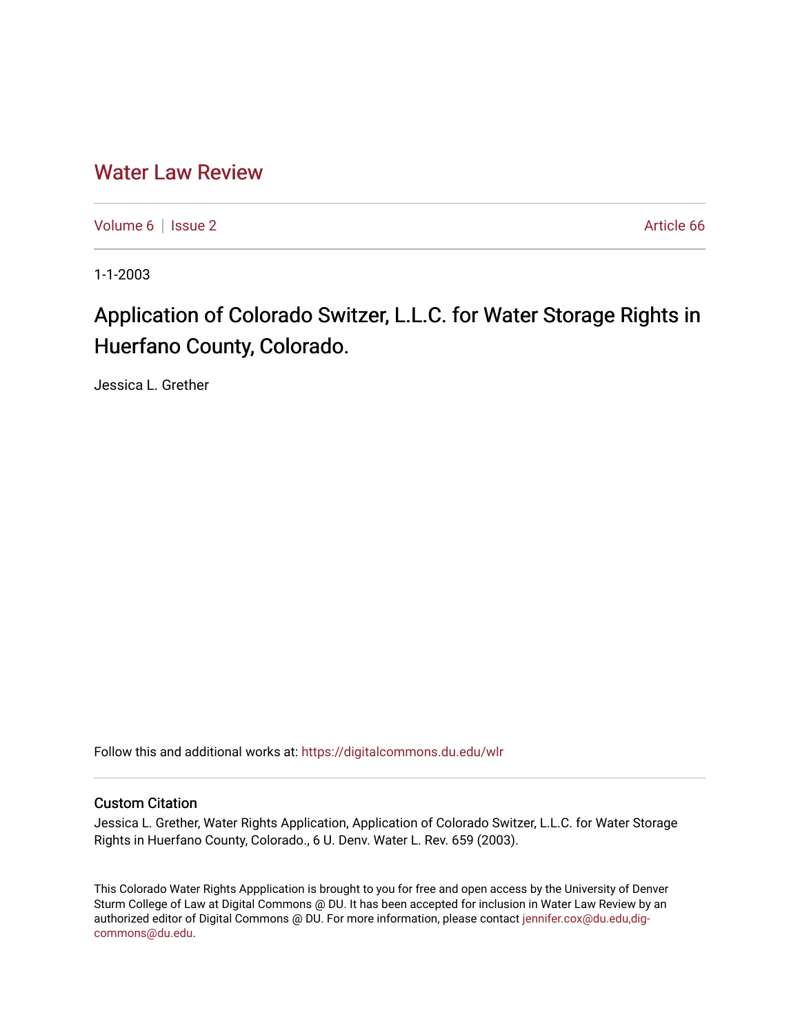# Water Law Review

Volume 6 | Issue 2 | Article 66

1-1-2003

## Application of Colorado Switzer, L.L.C. for Water Storage Rights in Huerfano County, Colorado.

Jessica L. Grether

Follow this and additional works at: https://digitalcommons.du.edu/wlr

### Custom Citation

Jessica L. Grether, Water Rights Application, Application of Colorado Switzer, L.L.C. for Water Storage Rights in Huerfano County, Colorado., 6 U. Denv. Water L. Rev. 659 (2003).

This Colorado Water Rights Appplication is brought to you for free and open access by the University of Denver Sturm College of Law at Digital Commons @ DU. It has been accepted for inclusion in Water Law Review by an authorized editor of Digital Commons @ DU. For more information, please contact jennifer.cox@du.edu,dig-commons@du.edu.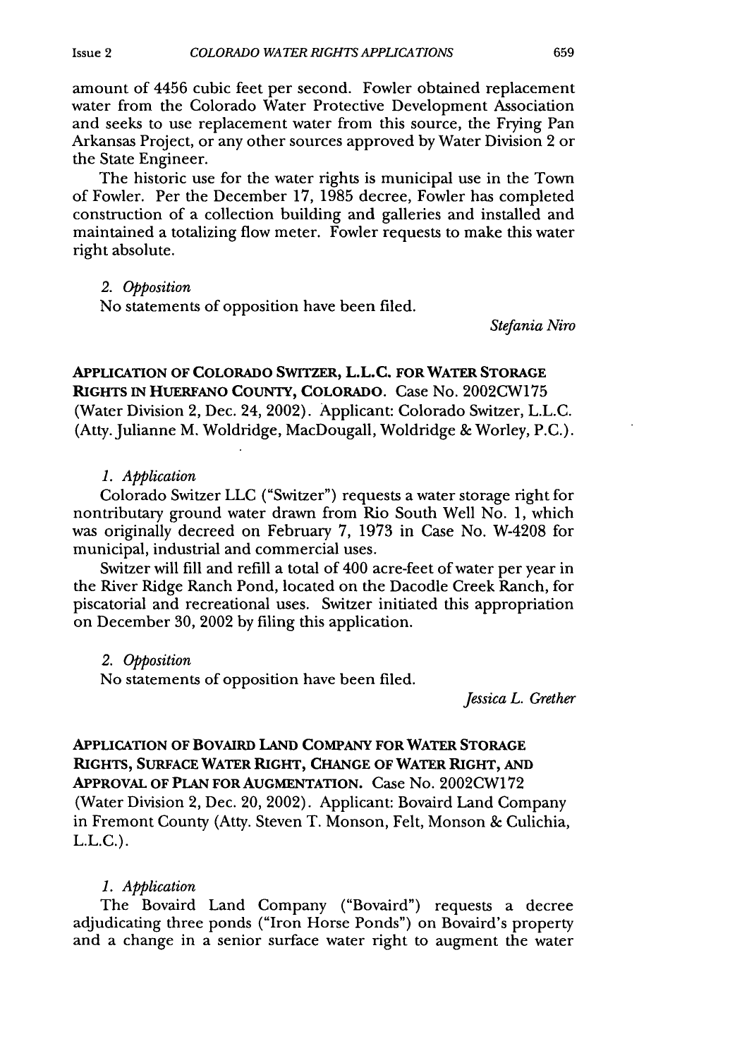amount of 4456 cubic feet per second. Fowler obtained replacement water from the Colorado Water Protective Development Association and seeks to use replacement water from this source, the Frying Pan Arkansas Project, or any other sources approved by Water Division 2 or the State Engineer.

The historic use for the water rights is municipal use in the Town of Fowler. Per the December 17, 1985 decree, Fowler has completed construction of a collection building and galleries and installed and maintained a totalizing flow meter. Fowler requests to make this water right absolute.

*2. Opposition*

No statements of opposition have been filed.

*Stefania Niro*

**APPLICATION OF COLORADO SWITZER, L.L.C. FOR WATER STORAGE RIGHTS IN HUERFANO COUNTY, COLORADO.** Case No. 2002CW175 (Water Division 2, Dec. 24, 2002). Applicant: Colorado Switzer, L.L.C. (Atty. Julianne M. Woldridge, MacDougall, Woldridge & Worley, P.C.).

*1. Application*

Colorado Switzer LLC ("Switzer") requests a water storage right for nontributary ground water drawn from Rio South Well No. 1, which was originally decreed on February 7, 1973 in Case No. W-4208 for municipal, industrial and commercial uses.

Switzer will fill and refill a total of 400 acre-feet of water per year in the River Ridge Ranch Pond, located on the Dacodle Creek Ranch, for piscatorial and recreational uses. Switzer initiated this appropriation on December 30, 2002 by filing this application.

*2. Opposition*

No statements of opposition have been filed.

*Jessica L. Grether*

**APPLICATION OF BOVAIRD LAND COMPANY FOR WATER STORAGE RIGHTS, SURFACE WATER RIGHT, CHANGE OF WATER RIGHT, AND APPROVAL OF PLAN FOR AUGMENTATION.** Case No. 2002CW172 (Water Division 2, Dec. 20, 2002). Applicant: Bovaird Land Company in Fremont County (Atty. Steven T. Monson, Felt, Monson & Culichia, L.L.C.).

*1. Application*

The Bovaird Land Company ("Bovaird") requests a decree adjudicating three ponds ("Iron Horse Ponds") on Bovaird's property and a change in a senior surface water right to augment the water